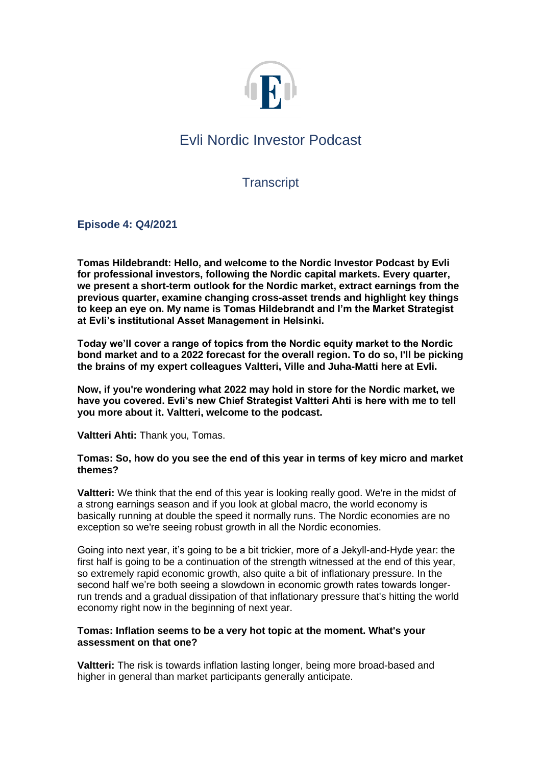# Evli Nordic Investor Podcast

## Transcript

### Episode 4: Q4/2021

**Tomas Hildebrandt: Hello, and welcome to the Nordic Investor Podcast by Evli for professional investors, following the Nordic capital markets. Every quarter, we present a short-term outlook for the Nordic market, extract earnings from the previous quarter, examine changing cross-asset trends and highlight key things to keep an eye on. My name is Tomas Hildebrandt and I'm the Market Strategist at Evli's institutional Asset Management in Helsinki.**

**Today we'll cover a range of topics from the Nordic equity market to the Nordic bond market and to a 2022 forecast for the overall region. To do so, I'll be picking the brains of my expert colleagues Valtteri, Ville and Juha-Matti here at Evli.**

**Now, if you're wondering what 2022 may hold in store for the Nordic market, we have you covered. Evli's new Chief Strategist Valtteri Ahti is here with me to tell you more about it. Valtteri, welcome to the podcast.**

**Valtteri Ahti:** Thank you, Tomas.

**Tomas: So, how do you see the end of this year in terms of key micro and market themes?**

**Valtteri:** We think that the end of this year is looking really good. We're in the midst of a strong earnings season and if you look at global macro, the world economy is basically running at double the speed it normally runs. The Nordic economies are no exception so we're seeing robust growth in all the Nordic economies.

Going into next year, it's going to be a bit trickier, more of a Jekyll-and-Hyde year: the first half is going to be a continuation of the strength witnessed at the end of this year, so extremely rapid economic growth, also quite a bit of inflationary pressure. In the second half we're both seeing a slowdown in economic growth rates towards longer-run trends and a gradual dissipation of that inflationary pressure that's hitting the world economy right now in the beginning of next year.

**Tomas: Inflation seems to be a very hot topic at the moment. What's your assessment on that one?**

**Valtteri:** The risk is towards inflation lasting longer, being more broad-based and higher in general than market participants generally anticipate.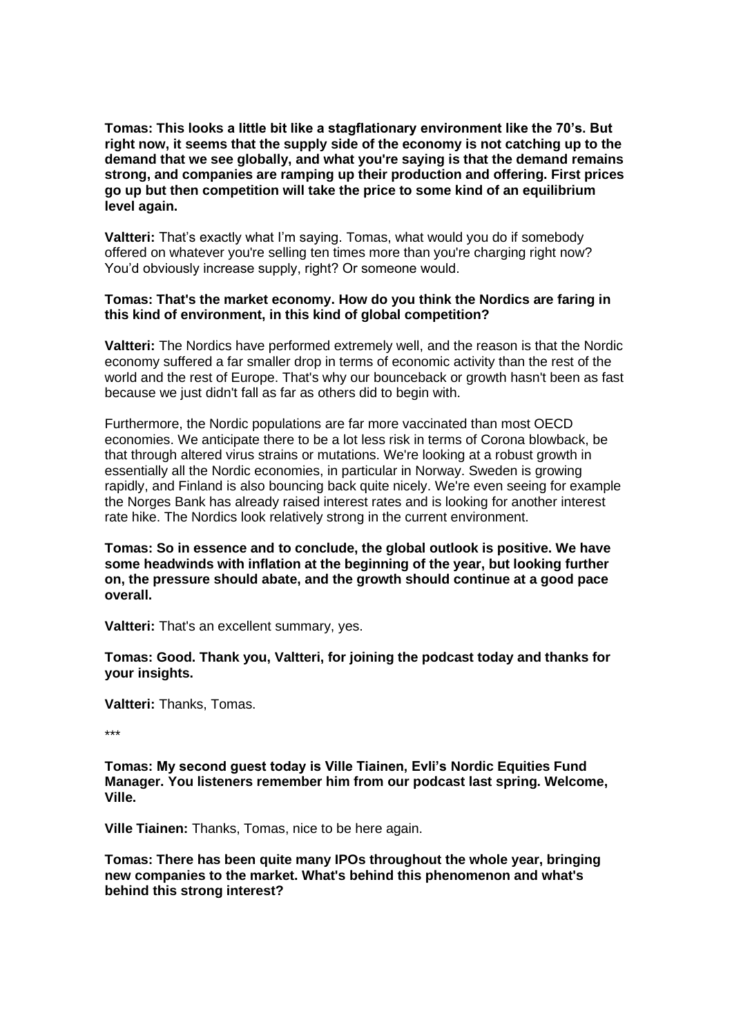**Tomas: This looks a little bit like a stagflationary environment like the 70's. But right now, it seems that the supply side of the economy is not catching up to the demand that we see globally, and what you're saying is that the demand remains strong, and companies are ramping up their production and offering. First prices go up but then competition will take the price to some kind of an equilibrium level again.**

**Valtteri:** That's exactly what I'm saying. Tomas, what would you do if somebody offered on whatever you're selling ten times more than you're charging right now? You'd obviously increase supply, right? Or someone would.

**Tomas: That's the market economy. How do you think the Nordics are faring in this kind of environment, in this kind of global competition?**

**Valtteri:** The Nordics have performed extremely well, and the reason is that the Nordic economy suffered a far smaller drop in terms of economic activity than the rest of the world and the rest of Europe. That's why our bounceback or growth hasn't been as fast because we just didn't fall as far as others did to begin with.

Furthermore, the Nordic populations are far more vaccinated than most OECD economies. We anticipate there to be a lot less risk in terms of Corona blowback, be that through altered virus strains or mutations. We're looking at a robust growth in essentially all the Nordic economies, in particular in Norway. Sweden is growing rapidly, and Finland is also bouncing back quite nicely. We're even seeing for example the Norges Bank has already raised interest rates and is looking for another interest rate hike. The Nordics look relatively strong in the current environment.

**Tomas: So in essence and to conclude, the global outlook is positive. We have some headwinds with inflation at the beginning of the year, but looking further on, the pressure should abate, and the growth should continue at a good pace overall.**

**Valtteri:** That's an excellent summary, yes.

**Tomas: Good. Thank you, Valtteri, for joining the podcast today and thanks for your insights.**

**Valtteri:** Thanks, Tomas.

***

**Tomas: My second guest today is Ville Tiainen, Evli's Nordic Equities Fund Manager. You listeners remember him from our podcast last spring. Welcome, Ville.**

**Ville Tiainen:** Thanks, Tomas, nice to be here again.

**Tomas: There has been quite many IPOs throughout the whole year, bringing new companies to the market. What's behind this phenomenon and what's behind this strong interest?**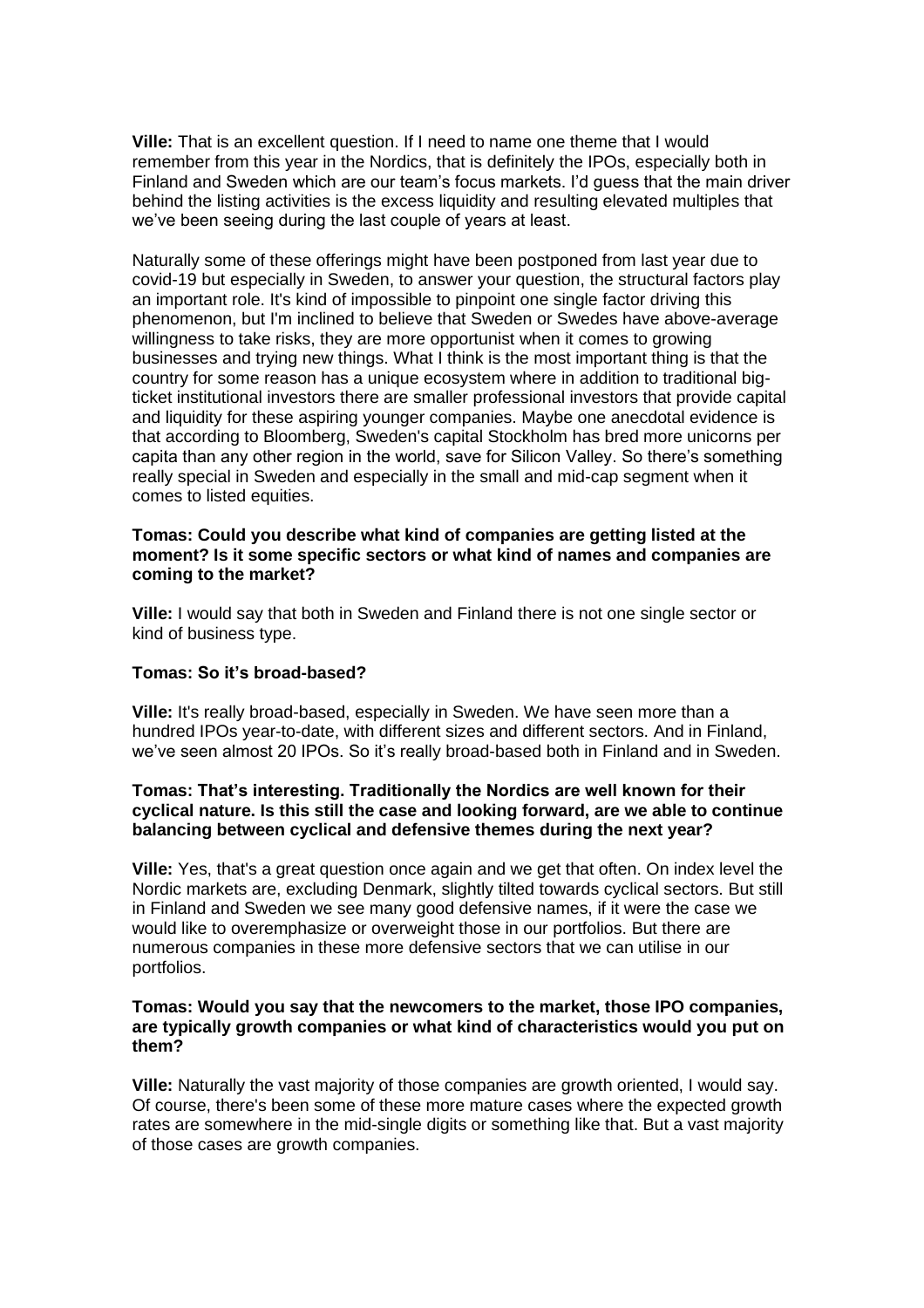**Ville:** That is an excellent question. If I need to name one theme that I would remember from this year in the Nordics, that is definitely the IPOs, especially both in Finland and Sweden which are our team's focus markets. I'd guess that the main driver behind the listing activities is the excess liquidity and resulting elevated multiples that we've been seeing during the last couple of years at least.

Naturally some of these offerings might have been postponed from last year due to covid-19 but especially in Sweden, to answer your question, the structural factors play an important role. It's kind of impossible to pinpoint one single factor driving this phenomenon, but I'm inclined to believe that Sweden or Swedes have above-average willingness to take risks, they are more opportunist when it comes to growing businesses and trying new things. What I think is the most important thing is that the country for some reason has a unique ecosystem where in addition to traditional big-ticket institutional investors there are smaller professional investors that provide capital and liquidity for these aspiring younger companies. Maybe one anecdotal evidence is that according to Bloomberg, Sweden's capital Stockholm has bred more unicorns per capita than any other region in the world, save for Silicon Valley. So there's something really special in Sweden and especially in the small and mid-cap segment when it comes to listed equities.

**Tomas: Could you describe what kind of companies are getting listed at the moment? Is it some specific sectors or what kind of names and companies are coming to the market?**

**Ville:** I would say that both in Sweden and Finland there is not one single sector or kind of business type.

**Tomas: So it's broad-based?**

**Ville:** It's really broad-based, especially in Sweden. We have seen more than a hundred IPOs year-to-date, with different sizes and different sectors. And in Finland, we've seen almost 20 IPOs. So it's really broad-based both in Finland and in Sweden.

**Tomas: That's interesting. Traditionally the Nordics are well known for their cyclical nature. Is this still the case and looking forward, are we able to continue balancing between cyclical and defensive themes during the next year?**

**Ville:** Yes, that's a great question once again and we get that often. On index level the Nordic markets are, excluding Denmark, slightly tilted towards cyclical sectors. But still in Finland and Sweden we see many good defensive names, if it were the case we would like to overemphasize or overweight those in our portfolios. But there are numerous companies in these more defensive sectors that we can utilise in our portfolios.

**Tomas: Would you say that the newcomers to the market, those IPO companies, are typically growth companies or what kind of characteristics would you put on them?**

**Ville:** Naturally the vast majority of those companies are growth oriented, I would say. Of course, there's been some of these more mature cases where the expected growth rates are somewhere in the mid-single digits or something like that. But a vast majority of those cases are growth companies.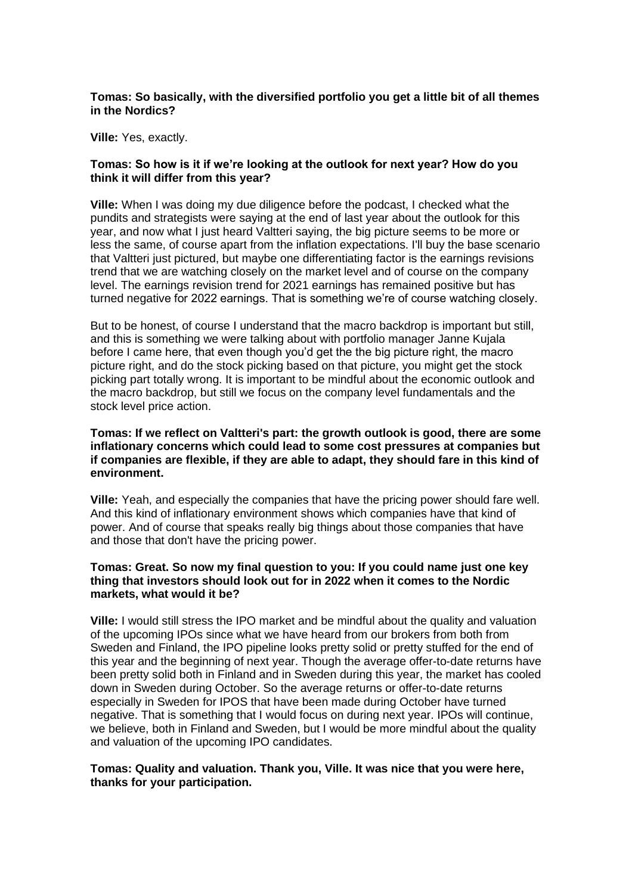**Tomas: So basically, with the diversified portfolio you get a little bit of all themes in the Nordics?**

**Ville:** Yes, exactly.

**Tomas: So how is it if we're looking at the outlook for next year? How do you think it will differ from this year?**

**Ville:** When I was doing my due diligence before the podcast, I checked what the pundits and strategists were saying at the end of last year about the outlook for this year, and now what I just heard Valtteri saying, the big picture seems to be more or less the same, of course apart from the inflation expectations. I'll buy the base scenario that Valtteri just pictured, but maybe one differentiating factor is the earnings revisions trend that we are watching closely on the market level and of course on the company level. The earnings revision trend for 2021 earnings has remained positive but has turned negative for 2022 earnings. That is something we're of course watching closely.

But to be honest, of course I understand that the macro backdrop is important but still, and this is something we were talking about with portfolio manager Janne Kujala before I came here, that even though you'd get the the big picture right, the macro picture right, and do the stock picking based on that picture, you might get the stock picking part totally wrong. It is important to be mindful about the economic outlook and the macro backdrop, but still we focus on the company level fundamentals and the stock level price action.

**Tomas: If we reflect on Valtteri's part: the growth outlook is good, there are some inflationary concerns which could lead to some cost pressures at companies but if companies are flexible, if they are able to adapt, they should fare in this kind of environment.**

**Ville:** Yeah, and especially the companies that have the pricing power should fare well. And this kind of inflationary environment shows which companies have that kind of power. And of course that speaks really big things about those companies that have and those that don't have the pricing power.

**Tomas: Great. So now my final question to you: If you could name just one key thing that investors should look out for in 2022 when it comes to the Nordic markets, what would it be?**

**Ville:** I would still stress the IPO market and be mindful about the quality and valuation of the upcoming IPOs since what we have heard from our brokers from both from Sweden and Finland, the IPO pipeline looks pretty solid or pretty stuffed for the end of this year and the beginning of next year. Though the average offer-to-date returns have been pretty solid both in Finland and in Sweden during this year, the market has cooled down in Sweden during October. So the average returns or offer-to-date returns especially in Sweden for IPOS that have been made during October have turned negative. That is something that I would focus on during next year. IPOs will continue, we believe, both in Finland and Sweden, but I would be more mindful about the quality and valuation of the upcoming IPO candidates.

**Tomas: Quality and valuation. Thank you, Ville. It was nice that you were here, thanks for your participation.**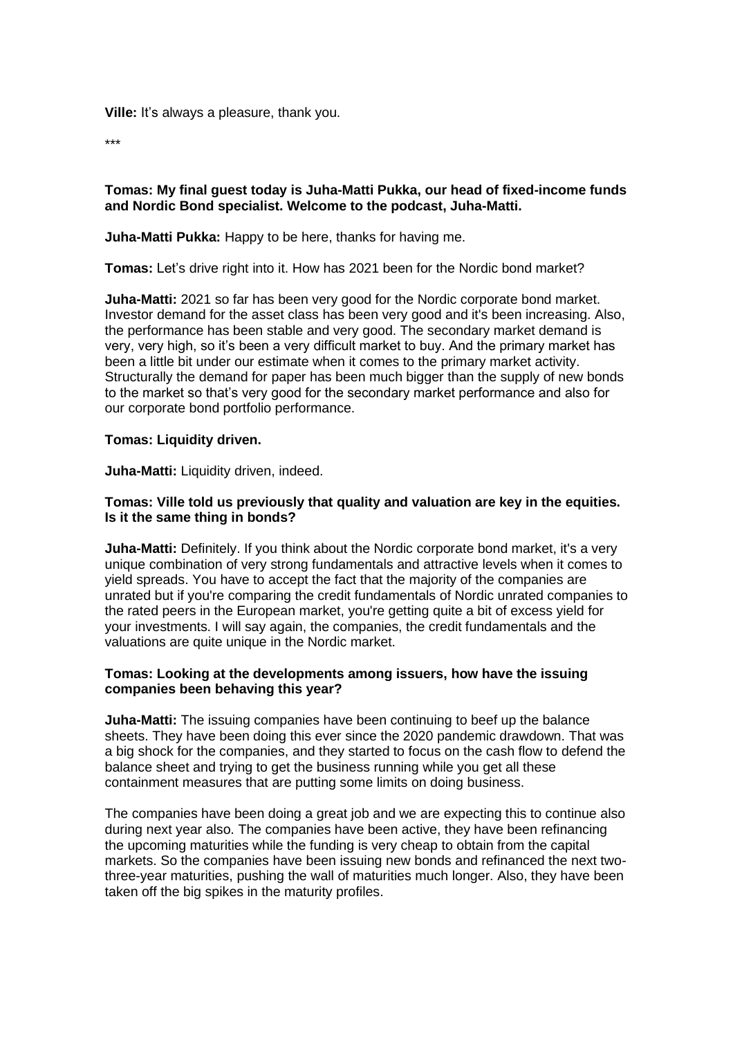**Ville:** It's always a pleasure, thank you.

***

**Tomas: My final guest today is Juha-Matti Pukka, our head of fixed-income funds and Nordic Bond specialist. Welcome to the podcast, Juha-Matti.**

**Juha-Matti Pukka:** Happy to be here, thanks for having me.

**Tomas:** Let's drive right into it. How has 2021 been for the Nordic bond market?

**Juha-Matti:** 2021 so far has been very good for the Nordic corporate bond market. Investor demand for the asset class has been very good and it's been increasing. Also, the performance has been stable and very good. The secondary market demand is very, very high, so it's been a very difficult market to buy. And the primary market has been a little bit under our estimate when it comes to the primary market activity. Structurally the demand for paper has been much bigger than the supply of new bonds to the market so that's very good for the secondary market performance and also for our corporate bond portfolio performance.

**Tomas: Liquidity driven.**

**Juha-Matti:** Liquidity driven, indeed.

**Tomas: Ville told us previously that quality and valuation are key in the equities. Is it the same thing in bonds?**

**Juha-Matti:** Definitely. If you think about the Nordic corporate bond market, it's a very unique combination of very strong fundamentals and attractive levels when it comes to yield spreads. You have to accept the fact that the majority of the companies are unrated but if you're comparing the credit fundamentals of Nordic unrated companies to the rated peers in the European market, you're getting quite a bit of excess yield for your investments. I will say again, the companies, the credit fundamentals and the valuations are quite unique in the Nordic market.

**Tomas: Looking at the developments among issuers, how have the issuing companies been behaving this year?**

**Juha-Matti:** The issuing companies have been continuing to beef up the balance sheets. They have been doing this ever since the 2020 pandemic drawdown. That was a big shock for the companies, and they started to focus on the cash flow to defend the balance sheet and trying to get the business running while you get all these containment measures that are putting some limits on doing business.

The companies have been doing a great job and we are expecting this to continue also during next year also. The companies have been active, they have been refinancing the upcoming maturities while the funding is very cheap to obtain from the capital markets. So the companies have been issuing new bonds and refinanced the next two-three-year maturities, pushing the wall of maturities much longer. Also, they have been taken off the big spikes in the maturity profiles.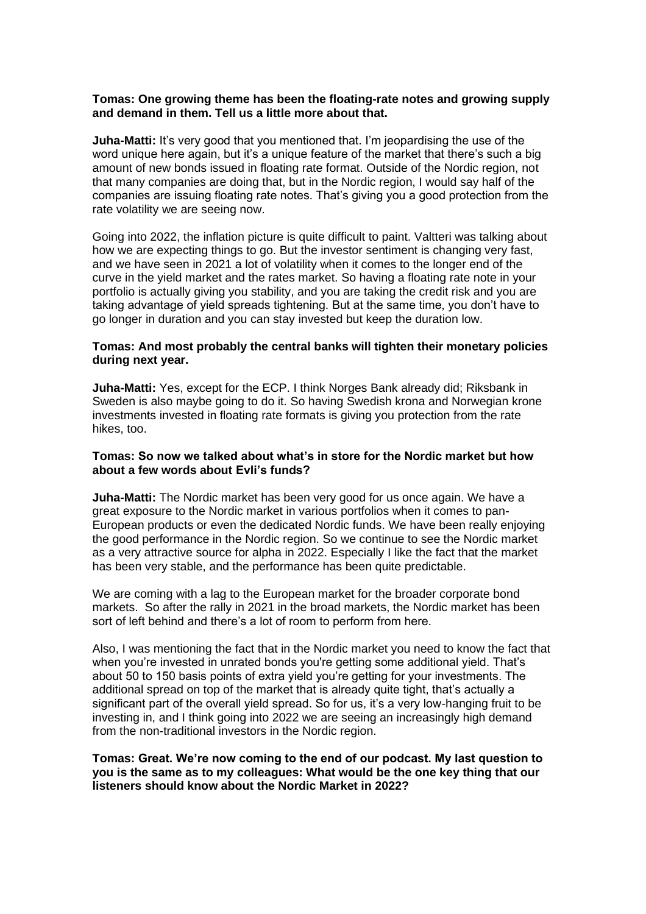**Tomas: One growing theme has been the floating-rate notes and growing supply and demand in them. Tell us a little more about that.**

**Juha-Matti:** It's very good that you mentioned that. I'm jeopardising the use of the word unique here again, but it's a unique feature of the market that there's such a big amount of new bonds issued in floating rate format. Outside of the Nordic region, not that many companies are doing that, but in the Nordic region, I would say half of the companies are issuing floating rate notes. That's giving you a good protection from the rate volatility we are seeing now.

Going into 2022, the inflation picture is quite difficult to paint. Valtteri was talking about how we are expecting things to go. But the investor sentiment is changing very fast, and we have seen in 2021 a lot of volatility when it comes to the longer end of the curve in the yield market and the rates market. So having a floating rate note in your portfolio is actually giving you stability, and you are taking the credit risk and you are taking advantage of yield spreads tightening. But at the same time, you don't have to go longer in duration and you can stay invested but keep the duration low.

**Tomas: And most probably the central banks will tighten their monetary policies during next year.**

**Juha-Matti:** Yes, except for the ECP. I think Norges Bank already did; Riksbank in Sweden is also maybe going to do it. So having Swedish krona and Norwegian krone investments invested in floating rate formats is giving you protection from the rate hikes, too.

**Tomas: So now we talked about what's in store for the Nordic market but how about a few words about Evli's funds?**

**Juha-Matti:** The Nordic market has been very good for us once again. We have a great exposure to the Nordic market in various portfolios when it comes to pan-European products or even the dedicated Nordic funds. We have been really enjoying the good performance in the Nordic region. So we continue to see the Nordic market as a very attractive source for alpha in 2022. Especially I like the fact that the market has been very stable, and the performance has been quite predictable.

We are coming with a lag to the European market for the broader corporate bond markets. So after the rally in 2021 in the broad markets, the Nordic market has been sort of left behind and there's a lot of room to perform from here.

Also, I was mentioning the fact that in the Nordic market you need to know the fact that when you're invested in unrated bonds you're getting some additional yield. That's about 50 to 150 basis points of extra yield you're getting for your investments. The additional spread on top of the market that is already quite tight, that's actually a significant part of the overall yield spread. So for us, it's a very low-hanging fruit to be investing in, and I think going into 2022 we are seeing an increasingly high demand from the non-traditional investors in the Nordic region.

**Tomas: Great. We're now coming to the end of our podcast. My last question to you is the same as to my colleagues: What would be the one key thing that our listeners should know about the Nordic Market in 2022?**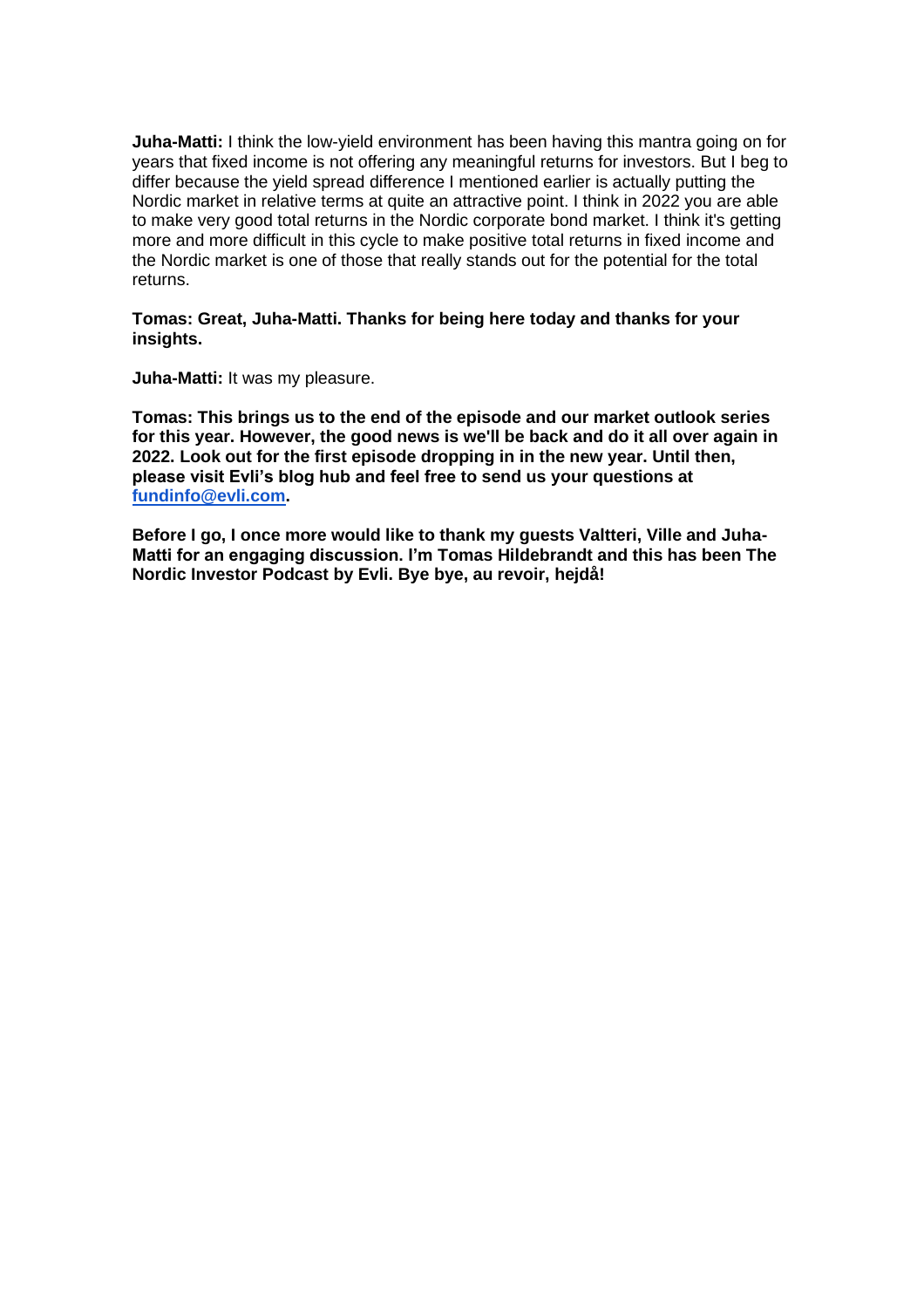**Juha-Matti:** I think the low-yield environment has been having this mantra going on for years that fixed income is not offering any meaningful returns for investors. But I beg to differ because the yield spread difference I mentioned earlier is actually putting the Nordic market in relative terms at quite an attractive point. I think in 2022 you are able to make very good total returns in the Nordic corporate bond market. I think it's getting more and more difficult in this cycle to make positive total returns in fixed income and the Nordic market is one of those that really stands out for the potential for the total returns.

**Tomas: Great, Juha-Matti. Thanks for being here today and thanks for your insights.**

**Juha-Matti:** It was my pleasure.

**Tomas: This brings us to the end of the episode and our market outlook series for this year. However, the good news is we'll be back and do it all over again in 2022. Look out for the first episode dropping in in the new year. Until then, please visit Evli's blog hub and feel free to send us your questions at [fundinfo@evli.com](mailto:fundinfo@evli.com).**

**Before I go, I once more would like to thank my guests Valtteri, Ville and Juha-Matti for an engaging discussion. I'm Tomas Hildebrandt and this has been The Nordic Investor Podcast by Evli. Bye bye, au revoir, hejdå!**